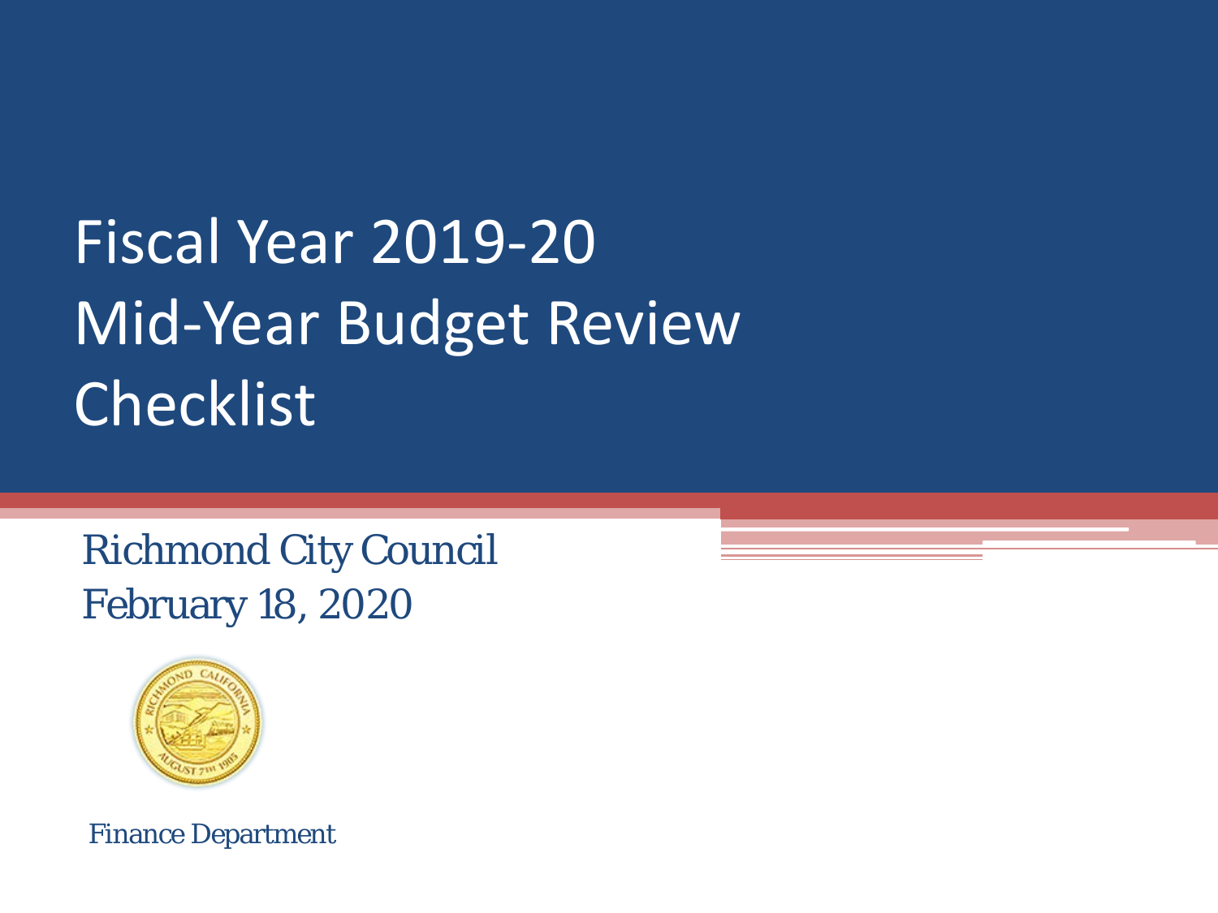# Fiscal Year 2019-20 Mid-Year Budget Review Checklist

Richmond City Council
February 18, 2020

Finance Department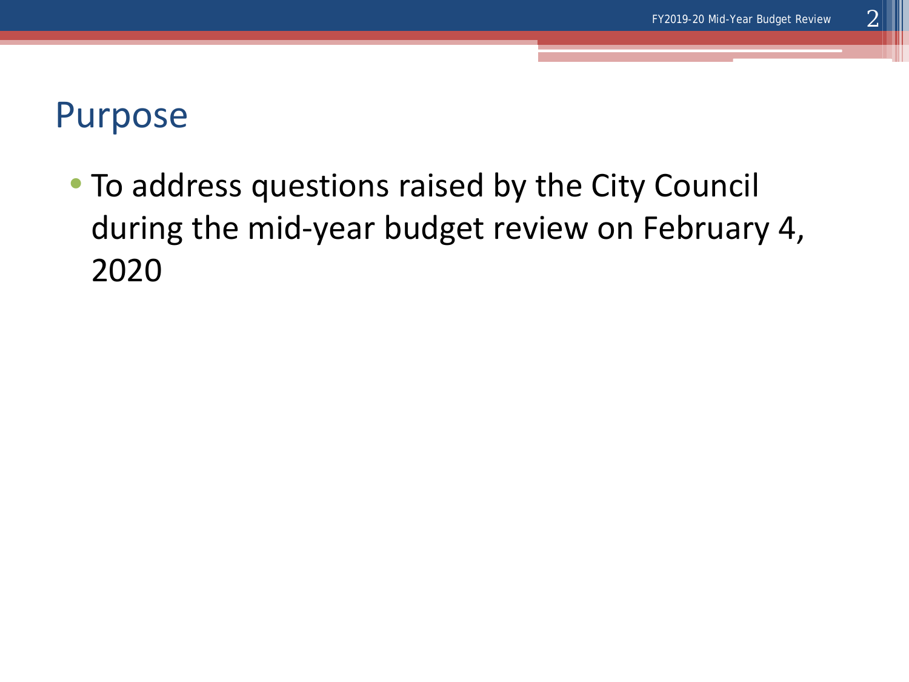# Purpose

- To address questions raised by the City Council during the mid-year budget review on February 4, 2020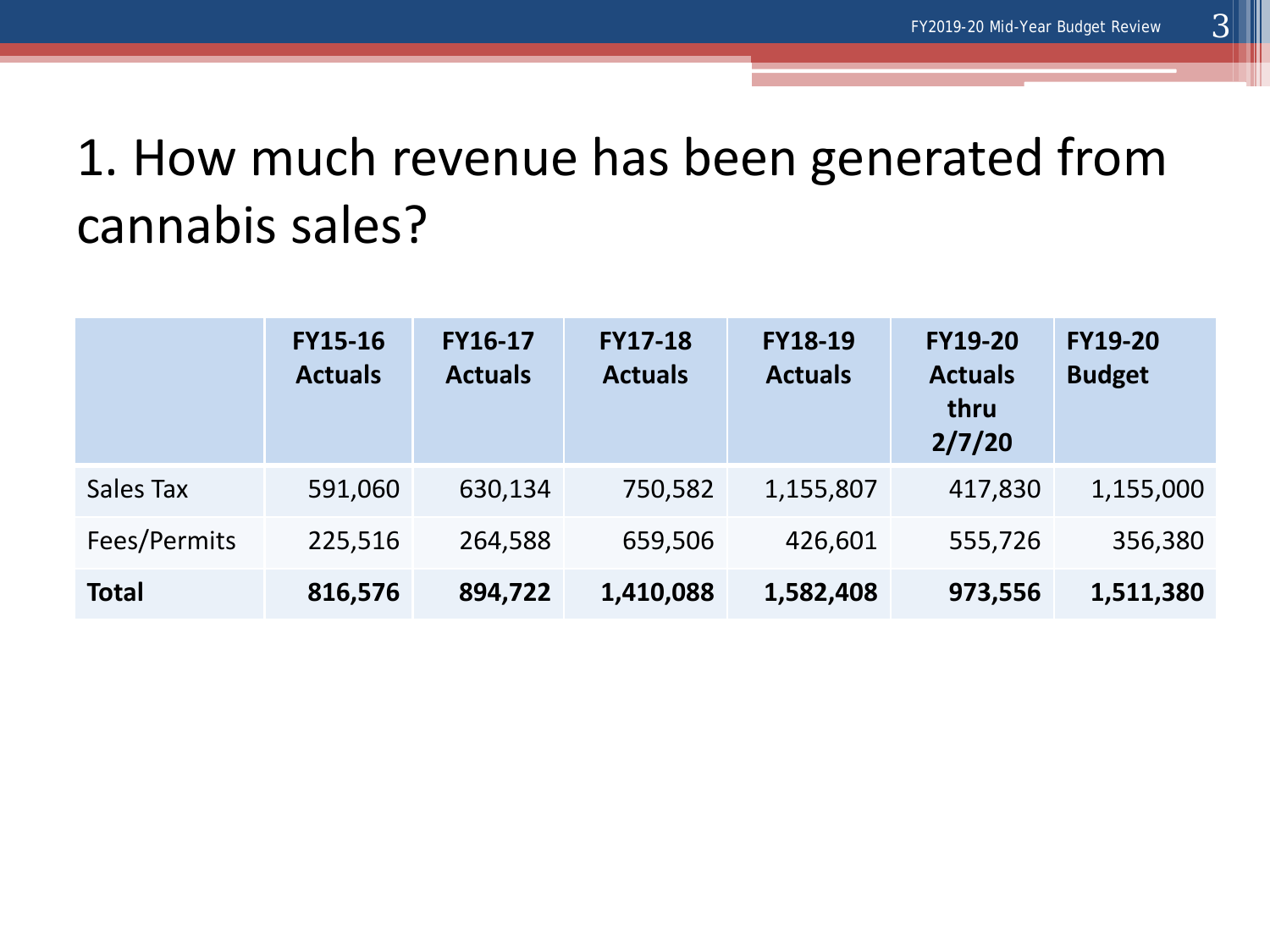# 1. How much revenue has been generated from cannabis sales?

| | FY15-16 Actuals | FY16-17 Actuals | FY17-18 Actuals | FY18-19 Actuals | FY19-20 Actuals thru 2/7/20 | FY19-20 Budget |
|---|---|---|---|---|---|---|
| Sales Tax | 591,060 | 630,134 | 750,582 | 1,155,807 | 417,830 | 1,155,000 |
| Fees/Permits | 225,516 | 264,588 | 659,506 | 426,601 | 555,726 | 356,380 |
| **Total** | **816,576** | **894,722** | **1,410,088** | **1,582,408** | **973,556** | **1,511,380** |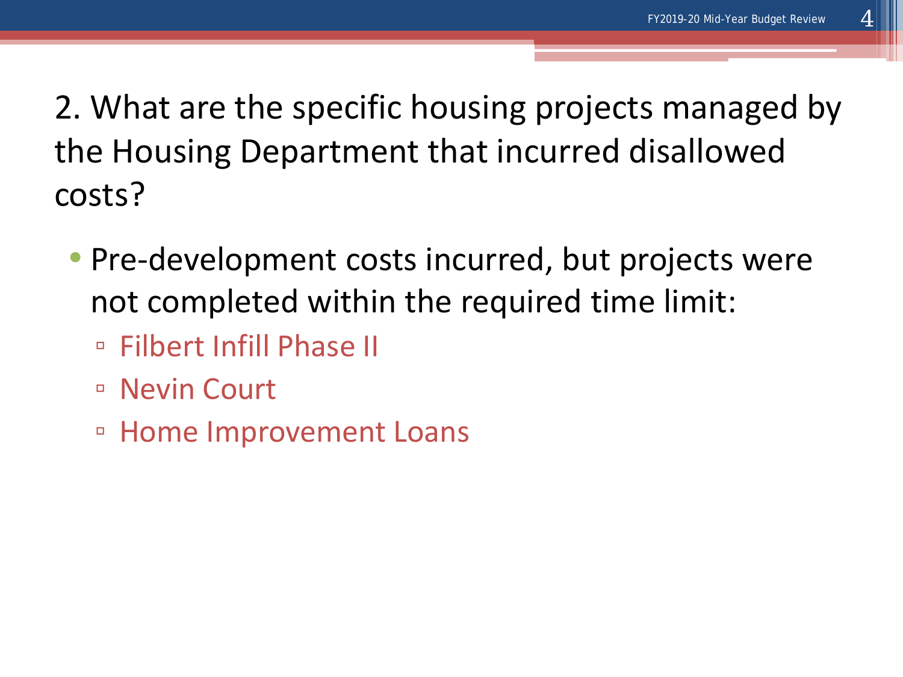## 2. What are the specific housing projects managed by the Housing Department that incurred disallowed costs?

- Pre-development costs incurred, but projects were not completed within the required time limit:
  - Filbert Infill Phase II
  - Nevin Court
  - Home Improvement Loans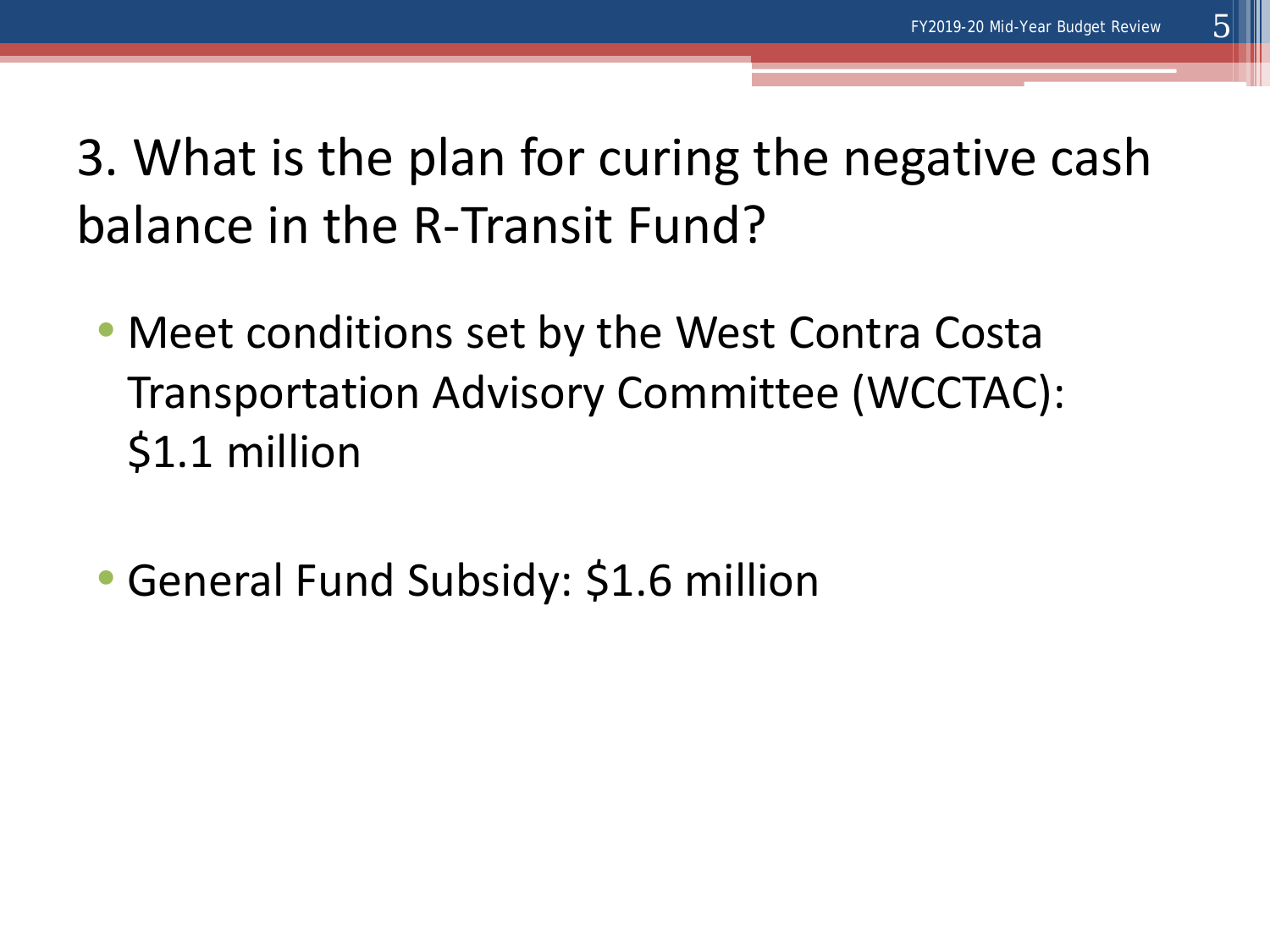# 3. What is the plan for curing the negative cash balance in the R-Transit Fund?

- Meet conditions set by the West Contra Costa Transportation Advisory Committee (WCCTAC): $1.1 million

- General Fund Subsidy: $1.6 million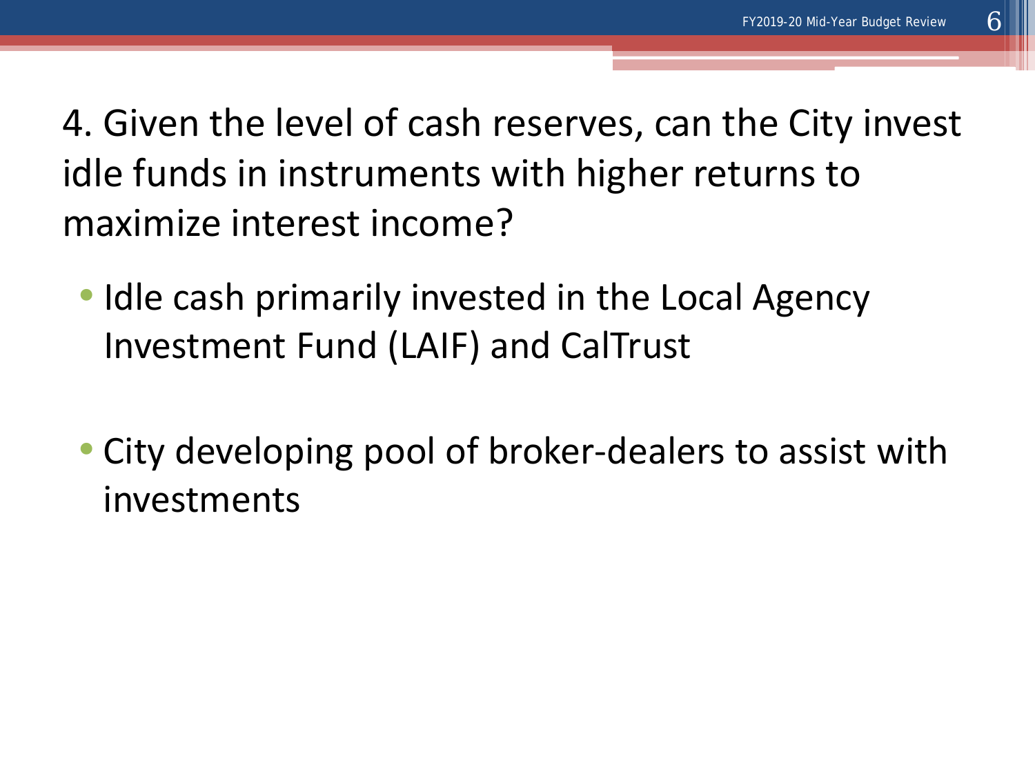## 4. Given the level of cash reserves, can the City invest idle funds in instruments with higher returns to maximize interest income?

- Idle cash primarily invested in the Local Agency Investment Fund (LAIF) and CalTrust
- City developing pool of broker-dealers to assist with investments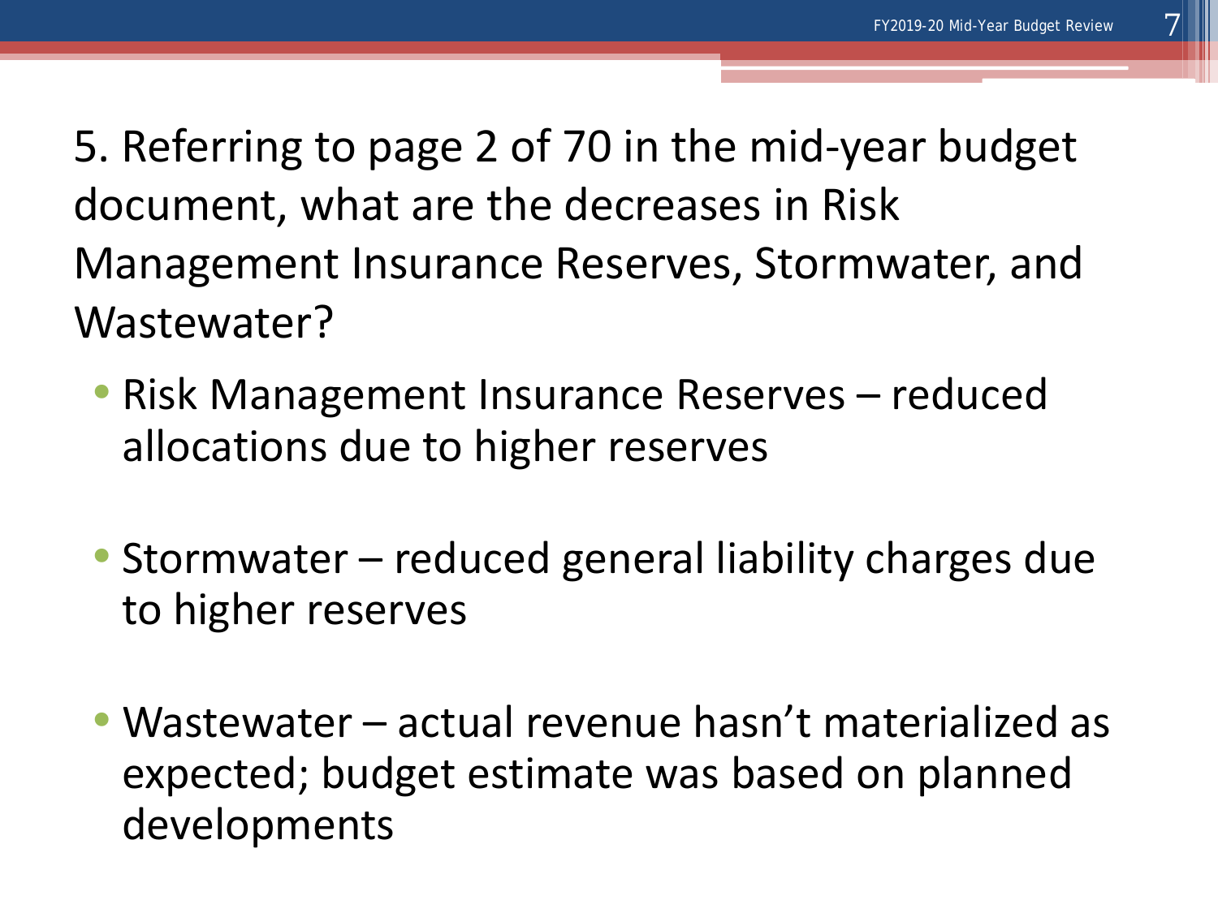5. Referring to page 2 of 70 in the mid-year budget document, what are the decreases in Risk Management Insurance Reserves, Stormwater, and Wastewater?

- Risk Management Insurance Reserves – reduced allocations due to higher reserves
- Stormwater – reduced general liability charges due to higher reserves
- Wastewater – actual revenue hasn't materialized as expected; budget estimate was based on planned developments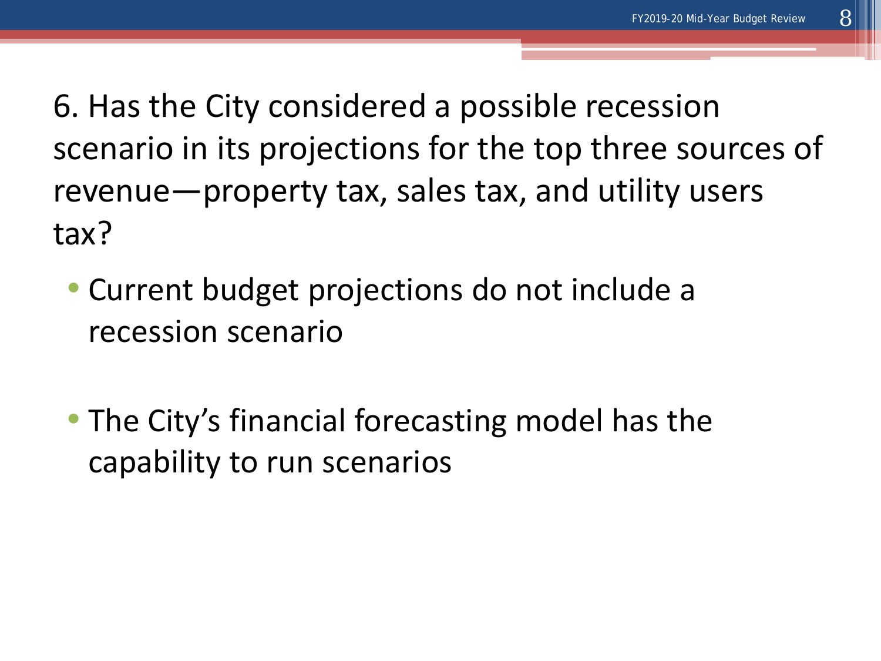6. Has the City considered a possible recession scenario in its projections for the top three sources of revenue—property tax, sales tax, and utility users tax?

- Current budget projections do not include a recession scenario
- The City's financial forecasting model has the capability to run scenarios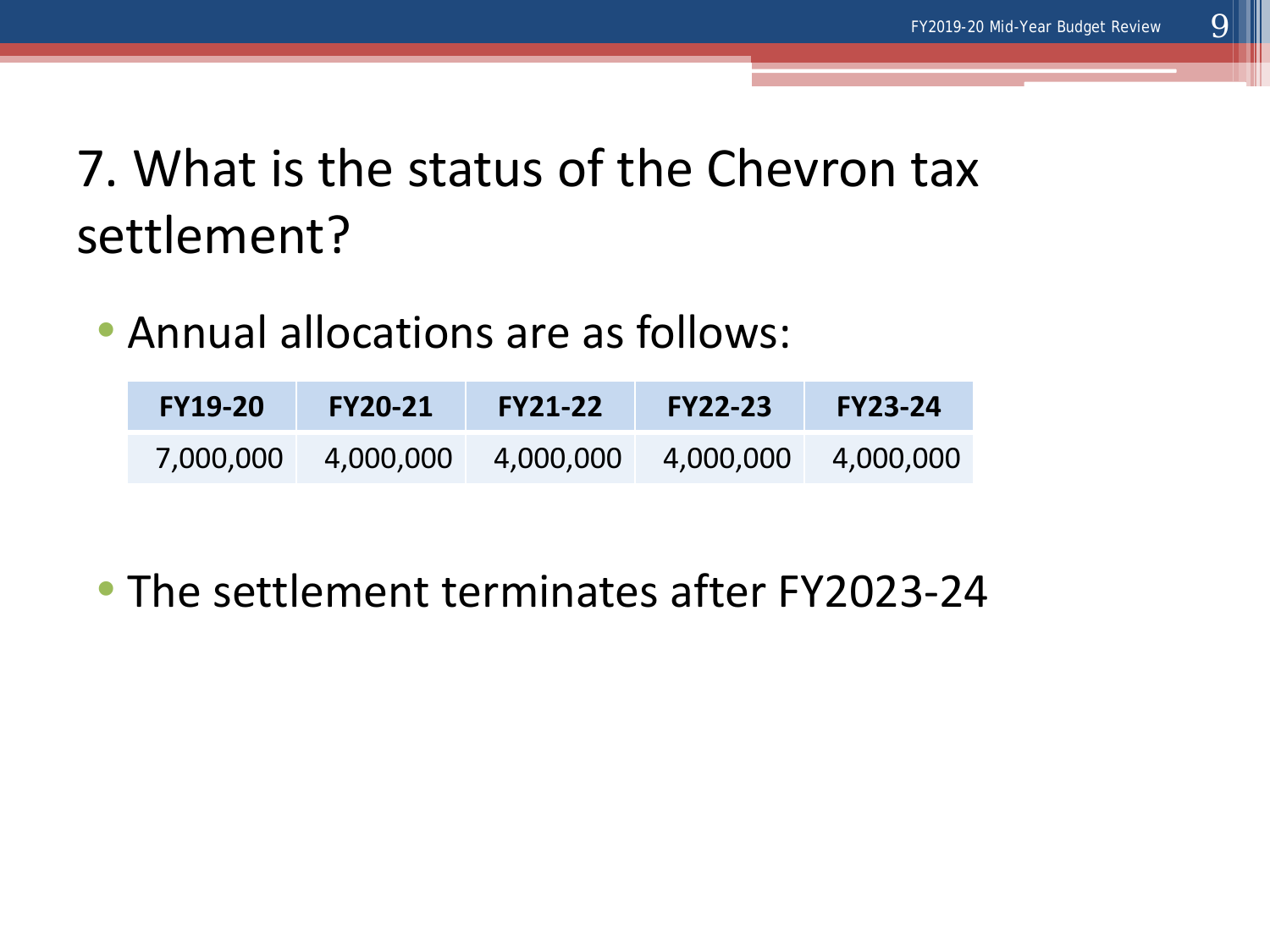# 7. What is the status of the Chevron tax settlement?

- Annual allocations are as follows:

| FY19-20 | FY20-21 | FY21-22 | FY22-23 | FY23-24 |
|---|---|---|---|---|
| 7,000,000 | 4,000,000 | 4,000,000 | 4,000,000 | 4,000,000 |

- The settlement terminates after FY2023-24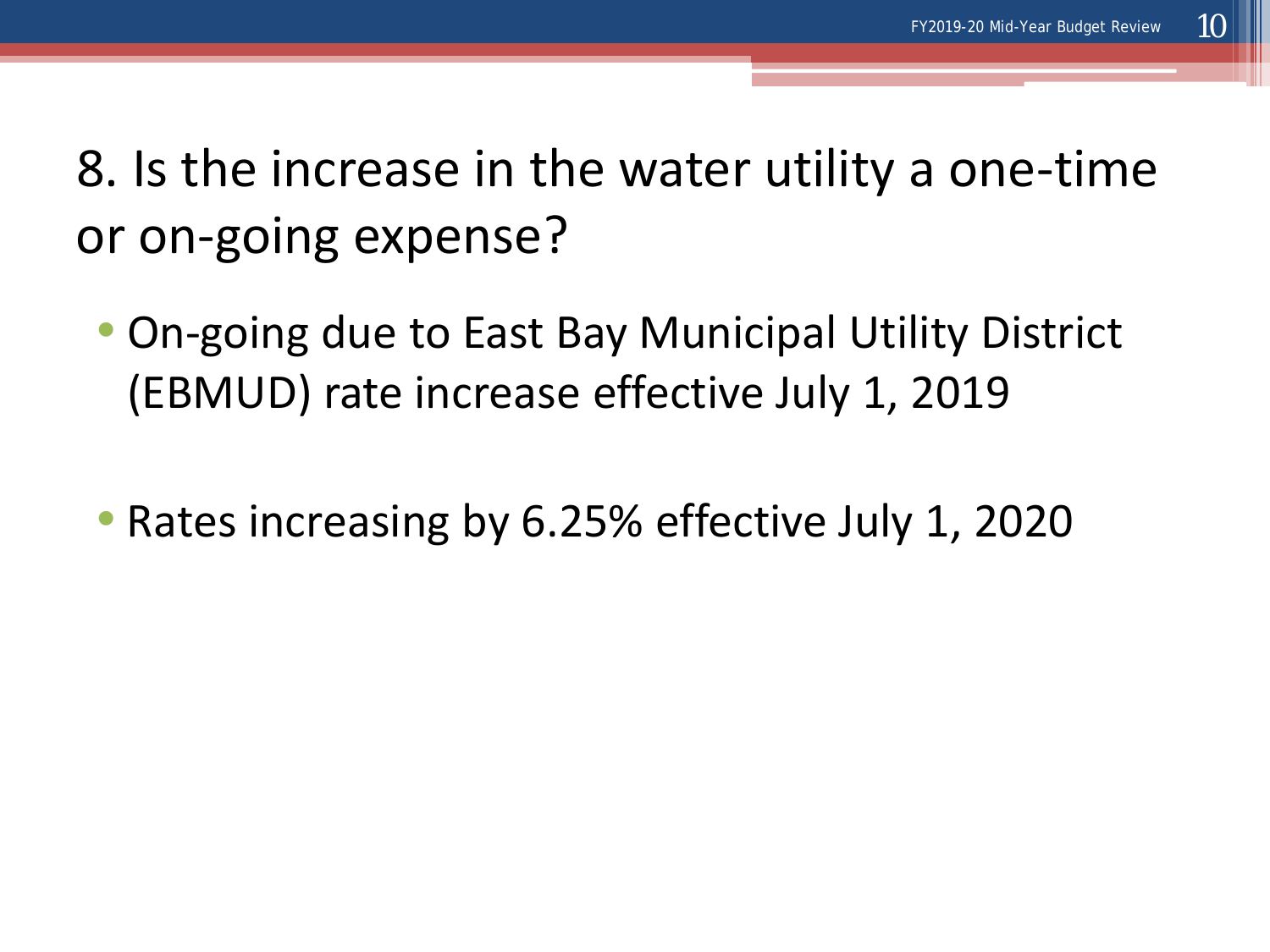# 8. Is the increase in the water utility a one-time or on-going expense?

- On-going due to East Bay Municipal Utility District (EBMUD) rate increase effective July 1, 2019

- Rates increasing by 6.25% effective July 1, 2020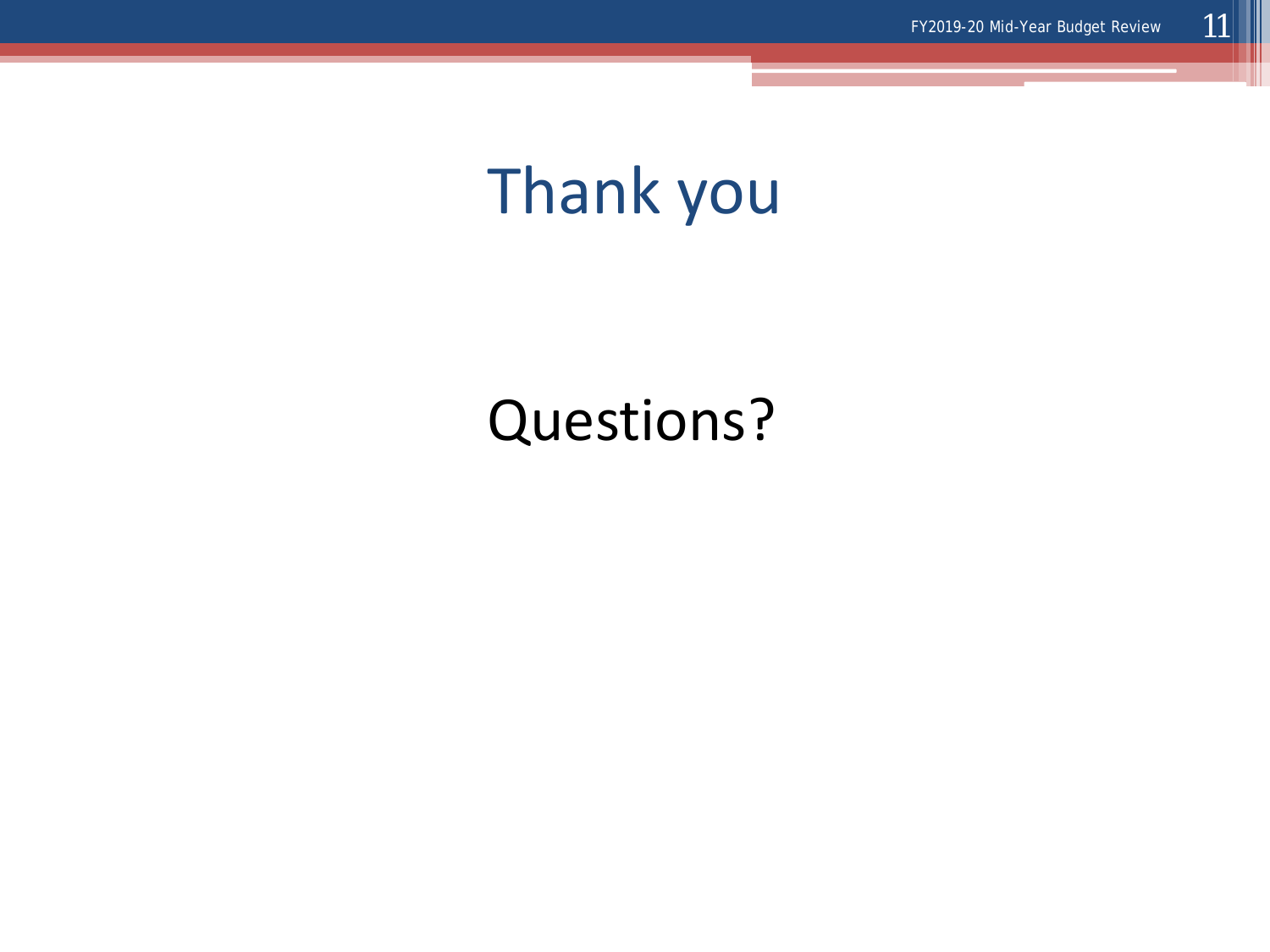# Thank you

Questions?